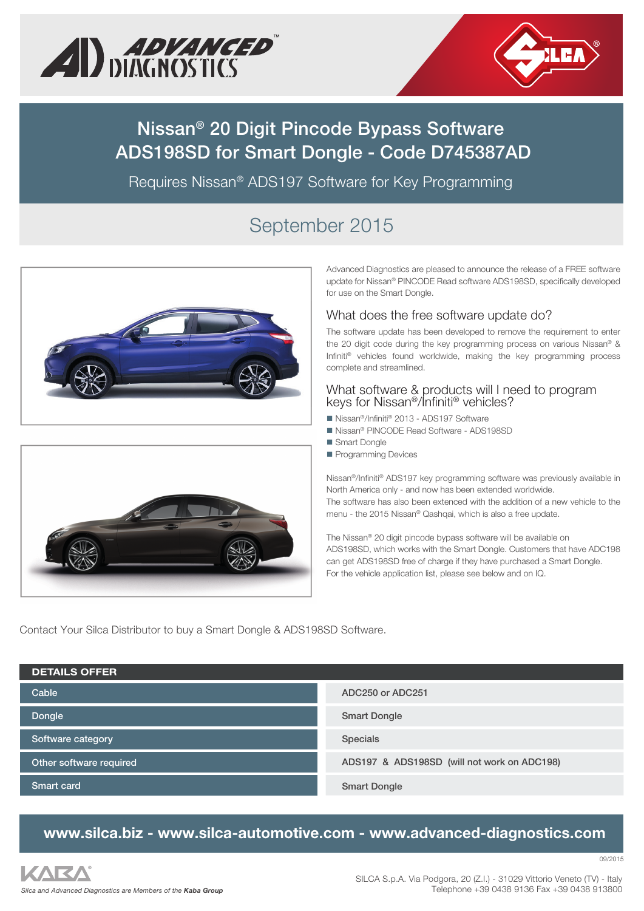# Nissan® 20 Digit Pincode Bypass Software ADS198SD for Smart Dongle - Code D745387AD

Requires Nissan® ADS197 Software for Key Programming

## September 2015

Advanced Diagnostics are pleased to announce the release of a FREE software update for Nissan® PINCODE Read software ADS198SD, specifically developed for use on the Smart Dongle.

### What does the free software update do?

The software update has been developed to remove the requirement to enter the 20 digit code during the key programming process on various Nissan® & Infiniti® vehicles found worldwide, making the key programming process complete and streamlined.

### What software & products will I need to program keys for Nissan®/Infiniti® vehicles?

- Nissan®/Infiniti® 2013 - ADS197 Software
- Nissan® PINCODE Read Software - ADS198SD
- Smart Dongle
- Programming Devices

Nissan®/Infiniti® ADS197 key programming software was previously available in North America only - and now has been extended worldwide.
The software has also been extenced with the addition of a new vehicle to the menu - the 2015 Nissan® Qashqai, which is also a free update.

The Nissan® 20 digit pincode bypass software will be available on ADS198SD, which works with the Smart Dongle. Customers that have ADC198 can get ADS198SD free of charge if they have purchased a Smart Dongle.
For the vehicle application list, please see below and on IQ.

Contact Your Silca Distributor to buy a Smart Dongle & ADS198SD Software.

| DETAILS OFFER | |
|---|---|
| Cable | ADC250 or ADC251 |
| Dongle | Smart Dongle |
| Software category | Specials |
| Other software required | ADS197 & ADS198SD (will not work on ADC198) |
| Smart card | Smart Dongle |

**www.silca.biz - www.silca-automotive.com - www.advanced-diagnostics.com**

09/2015

*Silca and Advanced Diagnostics are Members of the **Kaba Group***

SILCA S.p.A. Via Podgora, 20 (Z.I.) - 31029 Vittorio Veneto (TV) - Italy
Telephone +39 0438 9136 Fax +39 0438 913800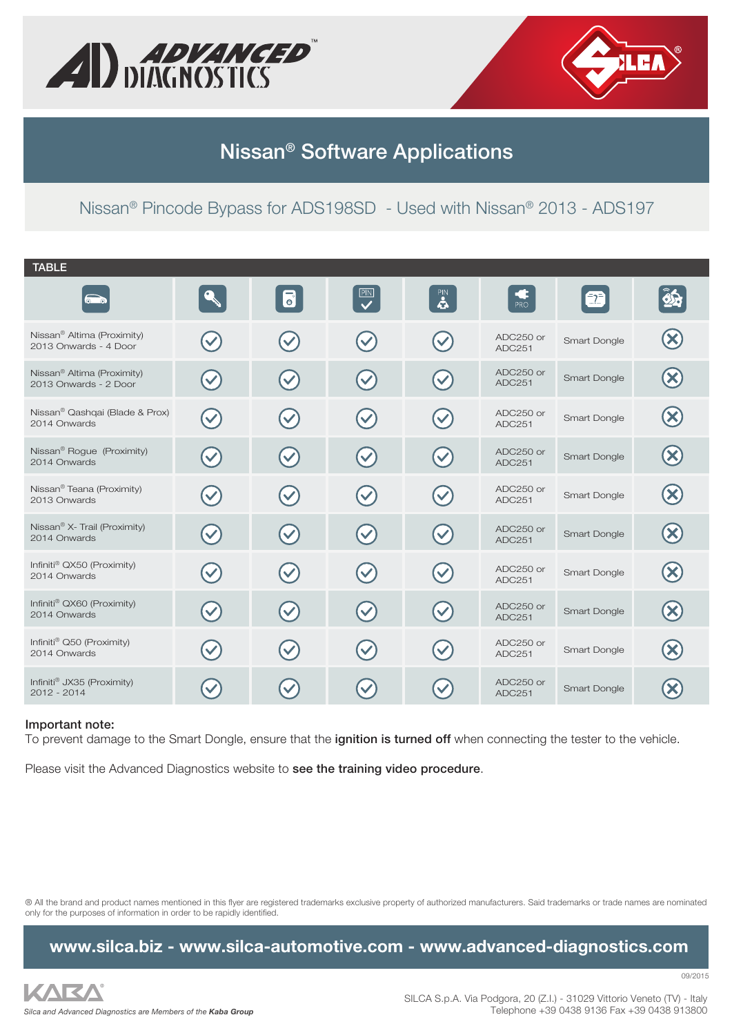# Nissan® Software Applications

## Nissan® Pincode Bypass for ADS198SD - Used with Nissan® 2013 - ADS197

TABLE

| | | | | | | | |
|---|---|---|---|---|---|---|---|
| Nissan® Altima (Proximity) 2013 Onwards - 4 Door | ✓ | ✓ | ✓ | ✓ | ADC250 or ADC251 | Smart Dongle | ✗ |
| Nissan® Altima (Proximity) 2013 Onwards - 2 Door | ✓ | ✓ | ✓ | ✓ | ADC250 or ADC251 | Smart Dongle | ✗ |
| Nissan® Qashqai (Blade & Prox) 2014 Onwards | ✓ | ✓ | ✓ | ✓ | ADC250 or ADC251 | Smart Dongle | ✗ |
| Nissan® Rogue (Proximity) 2014 Onwards | ✓ | ✓ | ✓ | ✓ | ADC250 or ADC251 | Smart Dongle | ✗ |
| Nissan® Teana (Proximity) 2013 Onwards | ✓ | ✓ | ✓ | ✓ | ADC250 or ADC251 | Smart Dongle | ✗ |
| Nissan® X- Trail (Proximity) 2014 Onwards | ✓ | ✓ | ✓ | ✓ | ADC250 or ADC251 | Smart Dongle | ✗ |
| Infiniti® QX50 (Proximity) 2014 Onwards | ✓ | ✓ | ✓ | ✓ | ADC250 or ADC251 | Smart Dongle | ✗ |
| Infiniti® QX60 (Proximity) 2014 Onwards | ✓ | ✓ | ✓ | ✓ | ADC250 or ADC251 | Smart Dongle | ✗ |
| Infiniti® Q50 (Proximity) 2014 Onwards | ✓ | ✓ | ✓ | ✓ | ADC250 or ADC251 | Smart Dongle | ✗ |
| Infiniti® JX35 (Proximity) 2012 - 2014 | ✓ | ✓ | ✓ | ✓ | ADC250 or ADC251 | Smart Dongle | ✗ |

**Important note:**
To prevent damage to the Smart Dongle, ensure that the **ignition is turned off** when connecting the tester to the vehicle.

Please visit the Advanced Diagnostics website to **see the training video procedure**.

® All the brand and product names mentioned in this flyer are registered trademarks exclusive property of authorized manufacturers. Said trademarks or trade names are nominated only for the purposes of information in order to be rapidly identified.

**www.silca.biz - www.silca-automotive.com - www.advanced-diagnostics.com**

09/2015

*Silca and Advanced Diagnostics are Members of the **Kaba Group***

SILCA S.p.A. Via Podgora, 20 (Z.I.) - 31029 Vittorio Veneto (TV) - Italy
Telephone +39 0438 9136 Fax +39 0438 913800